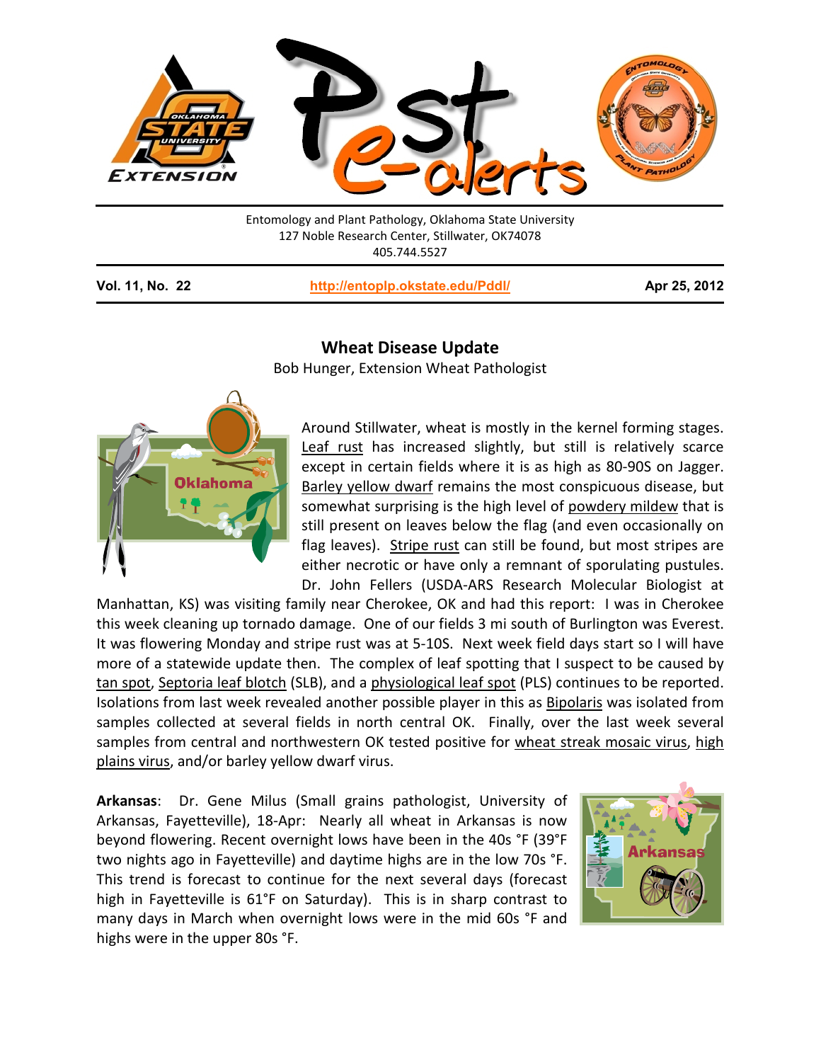Entomology and Plant Pathology, Oklahoma State University
127 Noble Research Center, Stillwater, OK74078
405.744.5527

**Vol. 11, No. 22** | **http://entoplp.okstate.edu/Pddl/** | **Apr 25, 2012**

## Wheat Disease Update

Bob Hunger, Extension Wheat Pathologist

Around Stillwater, wheat is mostly in the kernel forming stages. Leaf rust has increased slightly, but still is relatively scarce except in certain fields where it is as high as 80-90S on Jagger. Barley yellow dwarf remains the most conspicuous disease, but somewhat surprising is the high level of powdery mildew that is still present on leaves below the flag (and even occasionally on flag leaves). Stripe rust can still be found, but most stripes are either necrotic or have only a remnant of sporulating pustules. Dr. John Fellers (USDA-ARS Research Molecular Biologist at Manhattan, KS) was visiting family near Cherokee, OK and had this report: I was in Cherokee this week cleaning up tornado damage. One of our fields 3 mi south of Burlington was Everest. It was flowering Monday and stripe rust was at 5-10S. Next week field days start so I will have more of a statewide update then. The complex of leaf spotting that I suspect to be caused by tan spot, Septoria leaf blotch (SLB), and a physiological leaf spot (PLS) continues to be reported. Isolations from last week revealed another possible player in this as Bipolaris was isolated from samples collected at several fields in north central OK. Finally, over the last week several samples from central and northwestern OK tested positive for wheat streak mosaic virus, high plains virus, and/or barley yellow dwarf virus.

**Arkansas**: Dr. Gene Milus (Small grains pathologist, University of Arkansas, Fayetteville), 18-Apr: Nearly all wheat in Arkansas is now beyond flowering. Recent overnight lows have been in the 40s °F (39°F two nights ago in Fayetteville) and daytime highs are in the low 70s °F. This trend is forecast to continue for the next several days (forecast high in Fayetteville is 61°F on Saturday). This is in sharp contrast to many days in March when overnight lows were in the mid 60s °F and highs were in the upper 80s °F.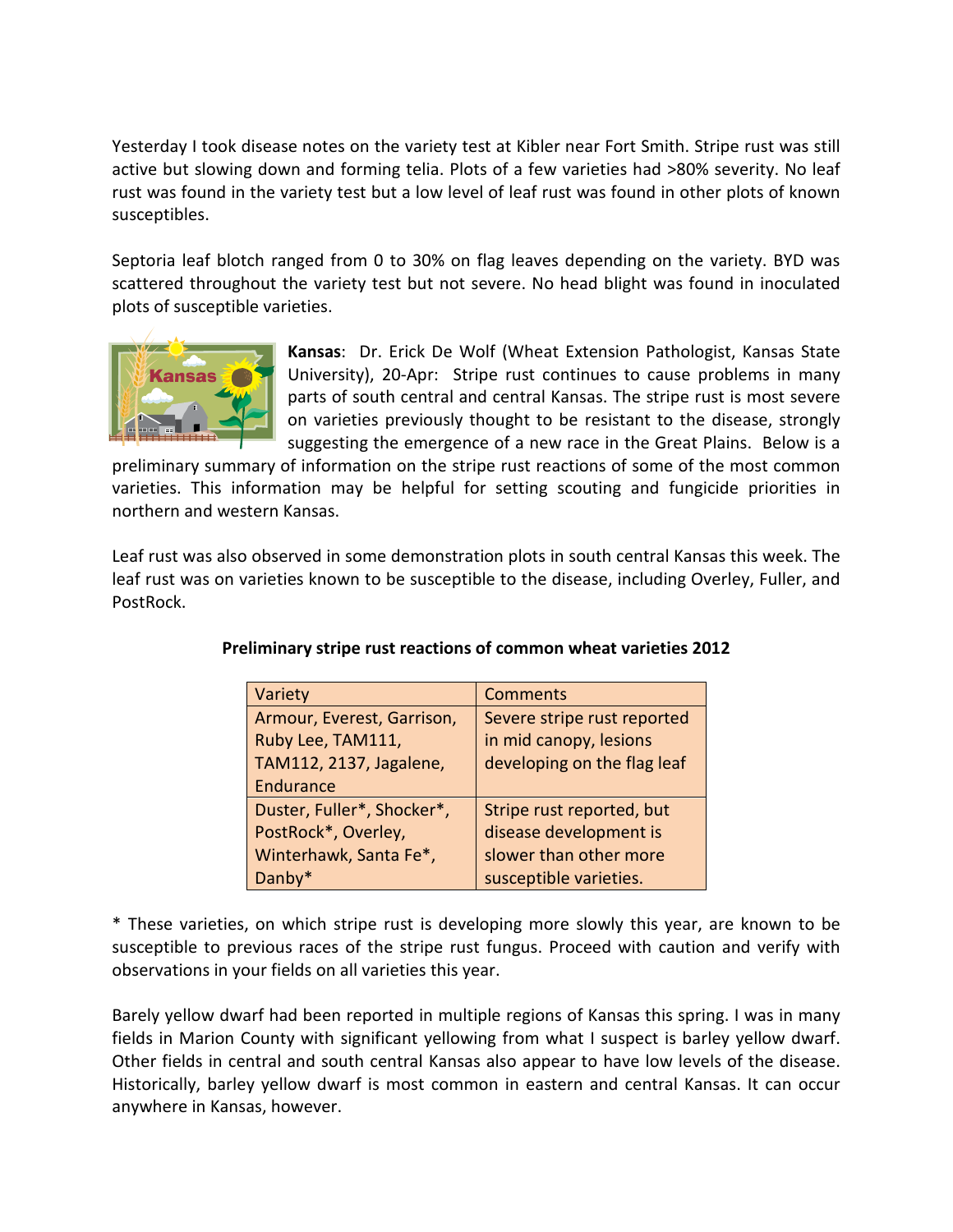Yesterday I took disease notes on the variety test at Kibler near Fort Smith. Stripe rust was still active but slowing down and forming telia. Plots of a few varieties had >80% severity. No leaf rust was found in the variety test but a low level of leaf rust was found in other plots of known susceptibles.

Septoria leaf blotch ranged from 0 to 30% on flag leaves depending on the variety. BYD was scattered throughout the variety test but not severe. No head blight was found in inoculated plots of susceptible varieties.

**Kansas**: Dr. Erick De Wolf (Wheat Extension Pathologist, Kansas State University), 20-Apr: Stripe rust continues to cause problems in many parts of south central and central Kansas. The stripe rust is most severe on varieties previously thought to be resistant to the disease, strongly suggesting the emergence of a new race in the Great Plains. Below is a preliminary summary of information on the stripe rust reactions of some of the most common varieties. This information may be helpful for setting scouting and fungicide priorities in northern and western Kansas.

Leaf rust was also observed in some demonstration plots in south central Kansas this week. The leaf rust was on varieties known to be susceptible to the disease, including Overley, Fuller, and PostRock.

**Preliminary stripe rust reactions of common wheat varieties 2012**

| Variety | Comments |
|---|---|
| Armour, Everest, Garrison, Ruby Lee, TAM111, TAM112, 2137, Jagalene, Endurance | Severe stripe rust reported in mid canopy, lesions developing on the flag leaf |
| Duster, Fuller*, Shocker*, PostRock*, Overley, Winterhawk, Santa Fe*, Danby* | Stripe rust reported, but disease development is slower than other more susceptible varieties. |

* These varieties, on which stripe rust is developing more slowly this year, are known to be susceptible to previous races of the stripe rust fungus. Proceed with caution and verify with observations in your fields on all varieties this year.

Barely yellow dwarf had been reported in multiple regions of Kansas this spring. I was in many fields in Marion County with significant yellowing from what I suspect is barley yellow dwarf. Other fields in central and south central Kansas also appear to have low levels of the disease. Historically, barley yellow dwarf is most common in eastern and central Kansas. It can occur anywhere in Kansas, however.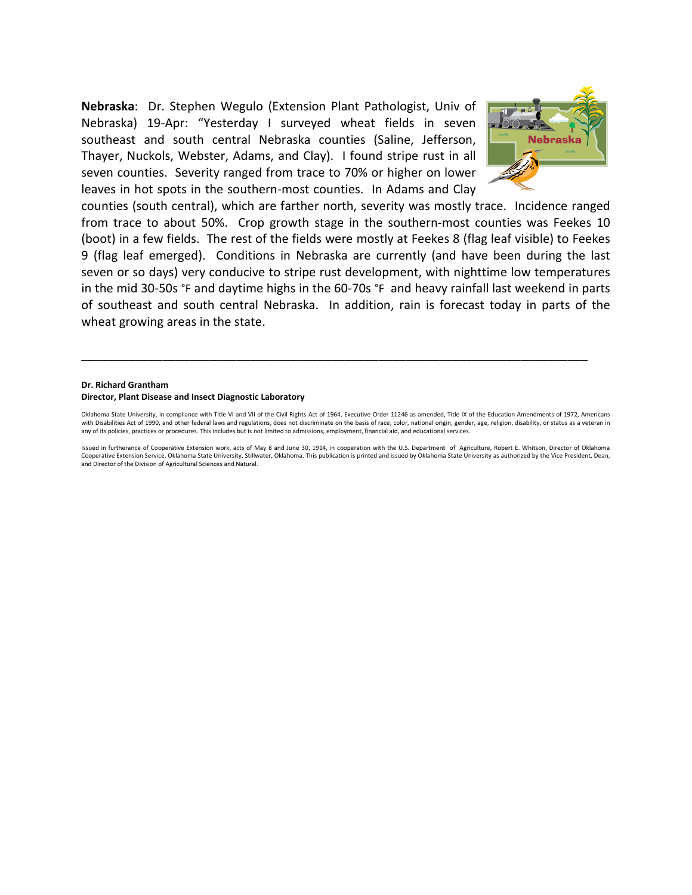**Nebraska**: Dr. Stephen Wegulo (Extension Plant Pathologist, Univ of Nebraska) 19-Apr: "Yesterday I surveyed wheat fields in seven southeast and south central Nebraska counties (Saline, Jefferson, Thayer, Nuckols, Webster, Adams, and Clay). I found stripe rust in all seven counties. Severity ranged from trace to 70% or higher on lower leaves in hot spots in the southern-most counties. In Adams and Clay counties (south central), which are farther north, severity was mostly trace. Incidence ranged from trace to about 50%. Crop growth stage in the southern-most counties was Feekes 10 (boot) in a few fields. The rest of the fields were mostly at Feekes 8 (flag leaf visible) to Feekes 9 (flag leaf emerged). Conditions in Nebraska are currently (and have been during the last seven or so days) very conducive to stripe rust development, with nighttime low temperatures in the mid 30-50s °F and daytime highs in the 60-70s °F and heavy rainfall last weekend in parts of southeast and south central Nebraska. In addition, rain is forecast today in parts of the wheat growing areas in the state.

---

**Dr. Richard Grantham**
**Director, Plant Disease and Insect Diagnostic Laboratory**

Oklahoma State University, in compliance with Title VI and VII of the Civil Rights Act of 1964, Executive Order 11246 as amended, Title IX of the Education Amendments of 1972, Americans with Disabilities Act of 1990, and other federal laws and regulations, does not discriminate on the basis of race, color, national origin, gender, age, religion, disability, or status as a veteran in any of its policies, practices or procedures. This includes but is not limited to admissions, employment, financial aid, and educational services.

Issued in furtherance of Cooperative Extension work, acts of May 8 and June 30, 1914, in cooperation with the U.S. Department of Agriculture, Robert E. Whitson, Director of Oklahoma Cooperative Extension Service, Oklahoma State University, Stillwater, Oklahoma. This publication is printed and issued by Oklahoma State University as authorized by the Vice President, Dean, and Director of the Division of Agricultural Sciences and Natural.